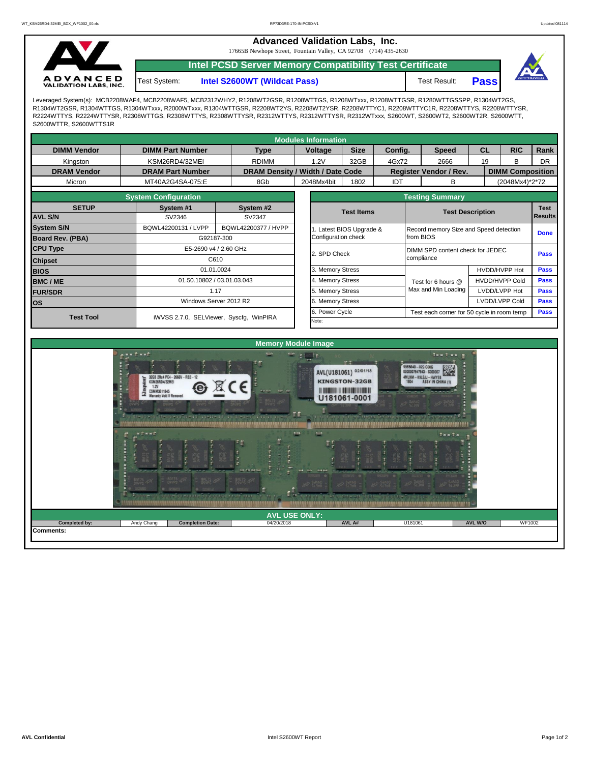# Advanced Validation Labs, Inc.

17665B Newhope Street, Fountain Valley, CA 92708 (714) 435-2630

## Intel PCSD Server Memory Compatibility Test Certificate

Test System: **Intel S2600WT (Wildcat Pass)** Test Result: **Pass**

Leveraged System(s): MCB2208WAF4, MCB2208WAF5, MCB2312WHY2, R1208WT2GSR, R1208WTTGS, R1208WTxxx, R1208WTTGSR, R1280WTTGSSPP, R1304WT2GS, R1304WT2GSR, R1304WTTGS, R1304WTxxx, R2000WTxxx, R1304WTTGSR, R2208WT2YS, R2208WT2YSR, R2208WTTYC1, R2208WTTYC1R, R2208WTTYS, R2208WTTYSR, R2224WTTYS, R2224WTTYSR, R2308WTTGS, R2308WTTYS, R2308WTTYSR, R2312WTTYS, R2312WTTYSR, R2312WTxxx, S2600WT, S2600WT2, S2600WT2R, S2600WTT, S2600WTTR, S2600WTTS1R

### Modules Information

| DIMM Vendor | DIMM Part Number | Type | Voltage | Size | Config. | Speed | CL | R/C | Rank |
|---|---|---|---|---|---|---|---|---|---|
| Kingston | KSM26RD4/32MEI | RDIMM | 1.2V | 32GB | 4Gx72 | 2666 | 19 | B | DR |
| **DRAM Vendor** | **DRAM Part Number** | **DRAM Density / Width / Date Code** | | | **Register Vendor / Rev.** | | **DIMM Composition** | | |
| Micron | MT40A2G4SA-075:E | 8Gb | 2048Mx4bit | 1802 | IDT | B | (2048Mx4)*2*72 | | |

### System Configuration

| SETUP | System #1 | System #2 |
|---|---|---|
| AVL S/N | SV2346 | SV2347 |
| System S/N | BQWL42200131 / LVPP | BQWL42200377 / HVPP |
| Board Rev. (PBA) | G92187-300 | |
| CPU Type | E5-2690 v4 / 2.60 GHz | |
| Chipset | C610 | |
| BIOS | 01.01.0024 | |
| BMC / ME | 01.50.10802 / 03.01.03.043 | |
| FUR/SDR | 1.17 | |
| OS | Windows Server 2012 R2 | |
| Test Tool | iWVSS 2.7.0, SELViewer, Syscfg, WinPIRA | |

### Testing Summary

| Test Items | Test Description | | Test Results |
|---|---|---|---|
| 1. Latest BIOS Upgrade & Configuration check | Record memory Size and Speed detection from BIOS | | Done |
| 2. SPD Check | DIMM SPD content check for JEDEC compliance | | Pass |
| 3. Memory Stress | Test for 6 hours @ Max and Min Loading | HVDD/HVPP Hot | Pass |
| 4. Memory Stress | | HVDD/HVPP Cold | Pass |
| 5. Memory Stress | | LVDD/LVPP Hot | Pass |
| 6. Memory Stress | | LVDD/LVPP Cold | Pass |
| 6. Power Cycle | Test each corner for 50 cycle in room temp | | Pass |
| Note: | | | |

### Memory Module Image

### AVL USE ONLY:

| Completed by: | Andy Chang | Completion Date: | 04/20/2018 | AVL A# | U181061 | AVL W/O | WF1002 |
|---|---|---|---|---|---|---|---|

Comments: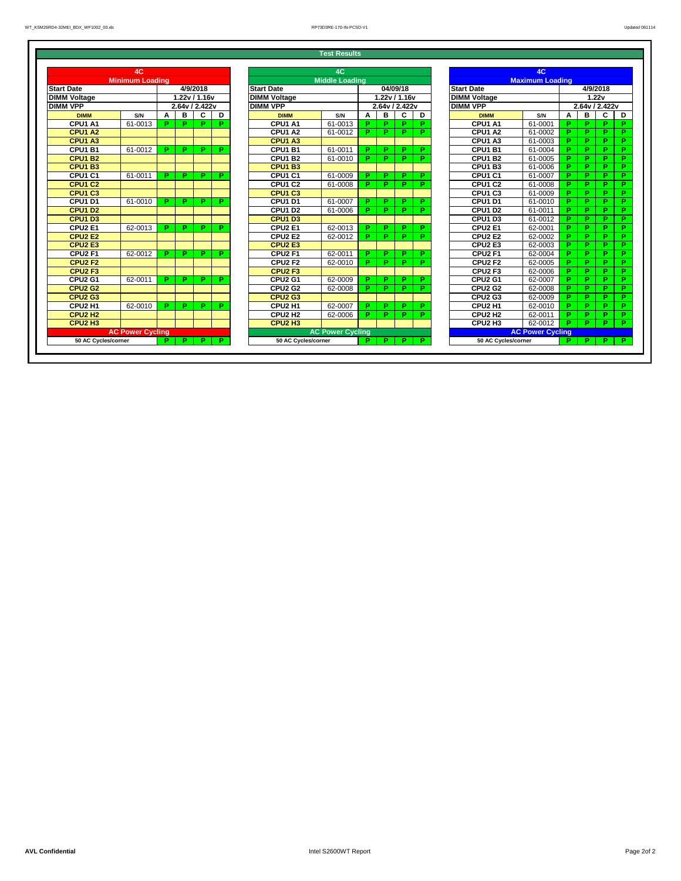## Test Results

### 4C Minimum Loading

| Start Date | | 4/9/2018 | | | |
|---|---|---|---|---|---|
| DIMM Voltage | | 1.22v / 1.16v | | | |
| DIMM VPP | | 2.64v / 2.422v | | | |
| DIMM | S/N | A | B | C | D |
| CPU1 A1 | 61-0013 | P | P | P | P |
| CPU1 A2 | | | | | |
| CPU1 A3 | | | | | |
| CPU1 B1 | 61-0012 | P | P | P | P |
| CPU1 B2 | | | | | |
| CPU1 B3 | | | | | |
| CPU1 C1 | 61-0011 | P | P | P | P |
| CPU1 C2 | | | | | |
| CPU1 C3 | | | | | |
| CPU1 D1 | 61-0010 | P | P | P | P |
| CPU1 D2 | | | | | |
| CPU1 D3 | | | | | |
| CPU2 E1 | 62-0013 | P | P | P | P |
| CPU2 E2 | | | | | |
| CPU2 E3 | | | | | |
| CPU2 F1 | 62-0012 | P | P | P | P |
| CPU2 F2 | | | | | |
| CPU2 F3 | | | | | |
| CPU2 G1 | 62-0011 | P | P | P | P |
| CPU2 G2 | | | | | |
| CPU2 G3 | | | | | |
| CPU2 H1 | 62-0010 | P | P | P | P |
| CPU2 H2 | | | | | |
| CPU2 H3 | | | | | |
| AC Power Cycling | | | | | |
| 50 AC Cycles/corner | | P | P | P | P |

### 4C Middle Loading

| Start Date | | 04/09/18 | | | |
|---|---|---|---|---|---|
| DIMM Voltage | | 1.22v / 1.16v | | | |
| DIMM VPP | | 2.64v / 2.422v | | | |
| DIMM | S/N | A | B | C | D |
| CPU1 A1 | 61-0013 | P | P | P | P |
| CPU1 A2 | 61-0012 | P | P | P | P |
| CPU1 A3 | | | | | |
| CPU1 B1 | 61-0011 | P | P | P | P |
| CPU1 B2 | 61-0010 | P | P | P | P |
| CPU1 B3 | | | | | |
| CPU1 C1 | 61-0009 | P | P | P | P |
| CPU1 C2 | 61-0008 | P | P | P | P |
| CPU1 C3 | | | | | |
| CPU1 D1 | 61-0007 | P | P | P | P |
| CPU1 D2 | 61-0006 | P | P | P | P |
| CPU1 D3 | | | | | |
| CPU2 E1 | 62-0013 | P | P | P | P |
| CPU2 E2 | 62-0012 | P | P | P | P |
| CPU2 E3 | | | | | |
| CPU2 F1 | 62-0011 | P | P | P | P |
| CPU2 F2 | 62-0010 | P | P | P | P |
| CPU2 F3 | | | | | |
| CPU2 G1 | 62-0009 | P | P | P | P |
| CPU2 G2 | 62-0008 | P | P | P | P |
| CPU2 G3 | | | | | |
| CPU2 H1 | 62-0007 | P | P | P | P |
| CPU2 H2 | 62-0006 | P | P | P | P |
| CPU2 H3 | | | | | |
| AC Power Cycling | | | | | |
| 50 AC Cycles/corner | | P | P | P | P |

### 4C Maximum Loading

| Start Date | | 4/9/2018 | | | |
|---|---|---|---|---|---|
| DIMM Voltage | | 1.22v | | | |
| DIMM VPP | | 2.64v / 2.422v | | | |
| DIMM | S/N | A | B | C | D |
| CPU1 A1 | 61-0001 | P | P | P | P |
| CPU1 A2 | 61-0002 | P | P | P | P |
| CPU1 A3 | 61-0003 | P | P | P | P |
| CPU1 B1 | 61-0004 | P | P | P | P |
| CPU1 B2 | 61-0005 | P | P | P | P |
| CPU1 B3 | 61-0006 | P | P | P | P |
| CPU1 C1 | 61-0007 | P | P | P | P |
| CPU1 C2 | 61-0008 | P | P | P | P |
| CPU1 C3 | 61-0009 | P | P | P | P |
| CPU1 D1 | 61-0010 | P | P | P | P |
| CPU1 D2 | 61-0011 | P | P | P | P |
| CPU1 D3 | 61-0012 | P | P | P | P |
| CPU2 E1 | 62-0001 | P | P | P | P |
| CPU2 E2 | 62-0002 | P | P | P | P |
| CPU2 E3 | 62-0003 | P | P | P | P |
| CPU2 F1 | 62-0004 | P | P | P | P |
| CPU2 F2 | 62-0005 | P | P | P | P |
| CPU2 F3 | 62-0006 | P | P | P | P |
| CPU2 G1 | 62-0007 | P | P | P | P |
| CPU2 G2 | 62-0008 | P | P | P | P |
| CPU2 G3 | 62-0009 | P | P | P | P |
| CPU2 H1 | 62-0010 | P | P | P | P |
| CPU2 H2 | 62-0011 | P | P | P | P |
| CPU2 H3 | 62-0012 | P | P | P | P |
| AC Power Cycling | | | | | |
| 50 AC Cycles/corner | | P | P | P | P |